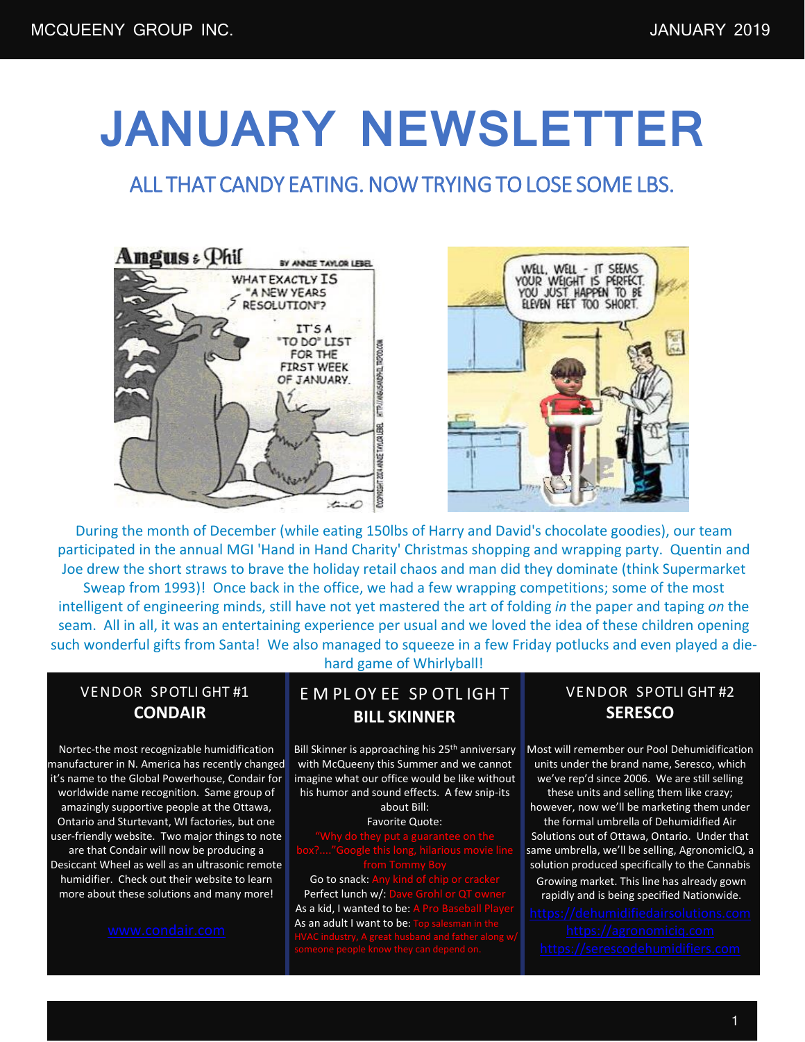# JANUARY NEWSLETTER

## ALL THAT CANDY EATING. NOW TRYING TO LOSE SOME LBS.

During the month of December (while eating 150lbs of Harry and David's chocolate goodies), our team participated in the annual MGI 'Hand in Hand Charity' Christmas shopping and wrapping party. Quentin and Joe drew the short straws to brave the holiday retail chaos and man did they dominate (think Supermarket Sweap from 1993)! Once back in the office, we had a few wrapping competitions; some of the most intelligent of engineering minds, still have not yet mastered the art of folding *in* the paper and taping *on* the seam. All in all, it was an entertaining experience per usual and we loved the idea of these children opening such wonderful gifts from Santa! We also managed to squeeze in a few Friday potlucks and even played a die-hard game of Whirlyball!

### VENDOR SPOTLIGHT #1
**CONDAIR**

Nortec-the most recognizable humidification manufacturer in N. America has recently changed it's name to the Global Powerhouse, Condair for worldwide name recognition. Same group of amazingly supportive people at the Ottawa, Ontario and Sturtevant, WI factories, but one user-friendly website. Two major things to note are that Condair will now be producing a Desiccant Wheel as well as an ultrasonic remote humidifier. Check out their website to learn more about these solutions and many more!

www.condair.com

### EMPLOYEE SPOTLIGHT
**BILL SKINNER**

Bill Skinner is approaching his 25th anniversary with McQueeny this Summer and we cannot imagine what our office would be like without his humor and sound effects. A few snip-its about Bill:

Favorite Quote: "Why do they put a guarantee on the box?...."Google this long, hilarious movie line from Tommy Boy

Go to snack: Any kind of chip or cracker

Perfect lunch w/: Dave Grohl or QT owner

As a kid, I wanted to be: A Pro Baseball Player

As an adult I want to be: Top salesman in the HVAC industry, A great husband and father along w/ someone people know they can depend on.

### VENDOR SPOTLIGHT #2
**SERESCO**

Most will remember our Pool Dehumidification units under the brand name, Seresco, which we've rep'd since 2006. We are still selling these units and selling them like crazy; however, now we'll be marketing them under the formal umbrella of Dehumidified Air Solutions out of Ottawa, Ontario. Under that same umbrella, we'll be selling, AgronomicIQ, a solution produced specifically to the Cannabis Growing market. This line has already gown rapidly and is being specified Nationwide.

https://dehumidifiedairsolutions.com
https://agronomiciq.com
https://serescodehumidifiers.com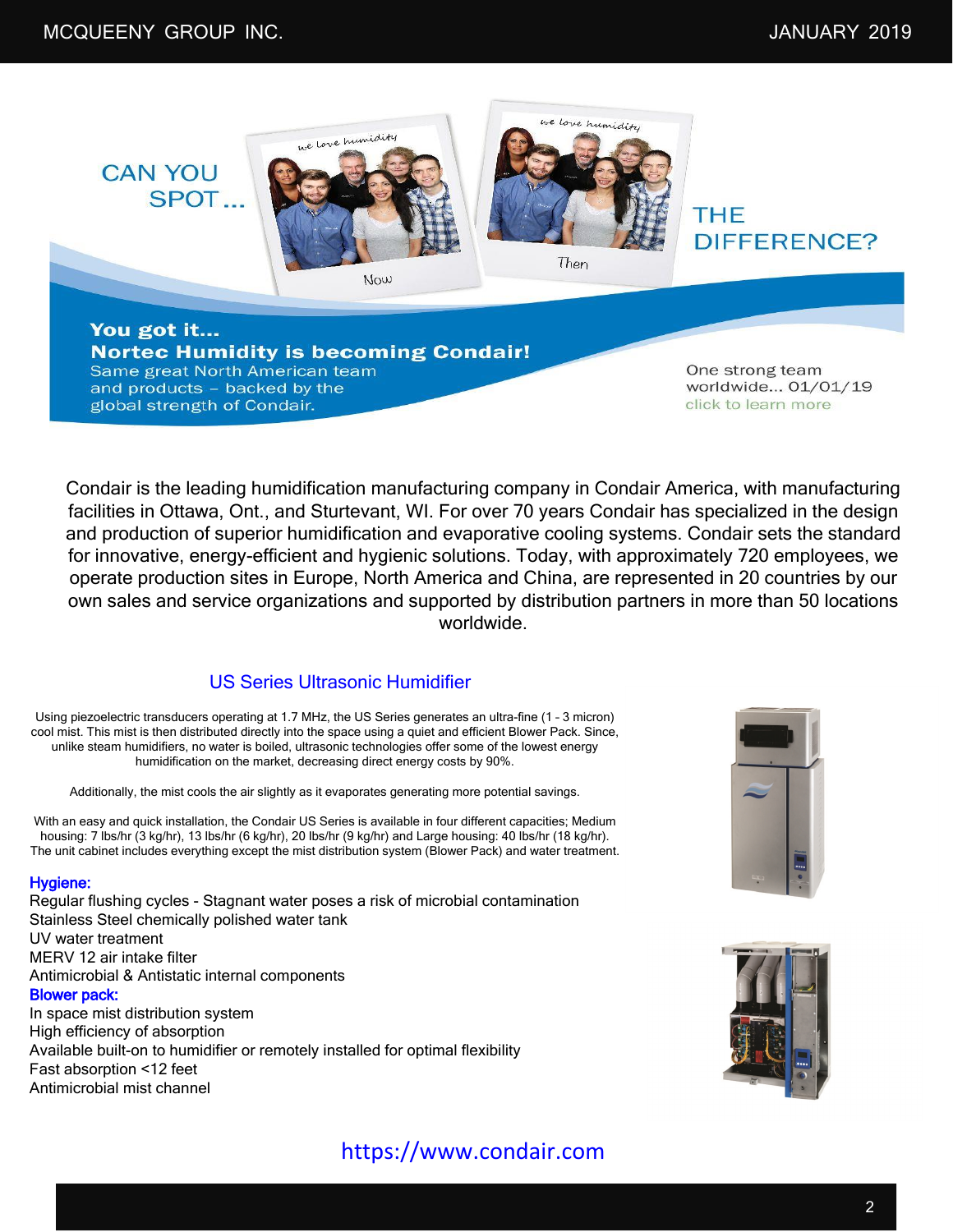CAN YOU SPOT... THE DIFFERENCE?

**You got it...**
**Nortec Humidity is becoming Condair!**
Same great North American team and products – backed by the global strength of Condair.

One strong team worldwide... 01/01/19
click to learn more

Condair is the leading humidification manufacturing company in Condair America, with manufacturing facilities in Ottawa, Ont., and Sturtevant, WI. For over 70 years Condair has specialized in the design and production of superior humidification and evaporative cooling systems. Condair sets the standard for innovative, energy-efficient and hygienic solutions. Today, with approximately 720 employees, we operate production sites in Europe, North America and China, are represented in 20 countries by our own sales and service organizations and supported by distribution partners in more than 50 locations worldwide.

## US Series Ultrasonic Humidifier

Using piezoelectric transducers operating at 1.7 MHz, the US Series generates an ultra-fine (1 – 3 micron) cool mist. This mist is then distributed directly into the space using a quiet and efficient Blower Pack. Since, unlike steam humidifiers, no water is boiled, ultrasonic technologies offer some of the lowest energy humidification on the market, decreasing direct energy costs by 90%.

Additionally, the mist cools the air slightly as it evaporates generating more potential savings.

With an easy and quick installation, the Condair US Series is available in four different capacities; Medium housing: 7 lbs/hr (3 kg/hr), 13 lbs/hr (6 kg/hr), 20 lbs/hr (9 kg/hr) and Large housing: 40 lbs/hr (18 kg/hr). The unit cabinet includes everything except the mist distribution system (Blower Pack) and water treatment.

**Hygiene:**

Regular flushing cycles - Stagnant water poses a risk of microbial contamination
Stainless Steel chemically polished water tank
UV water treatment
MERV 12 air intake filter
Antimicrobial & Antistatic internal components

**Blower pack:**

In space mist distribution system
High efficiency of absorption
Available built-on to humidifier or remotely installed for optimal flexibility
Fast absorption <12 feet
Antimicrobial mist channel

https://www.condair.com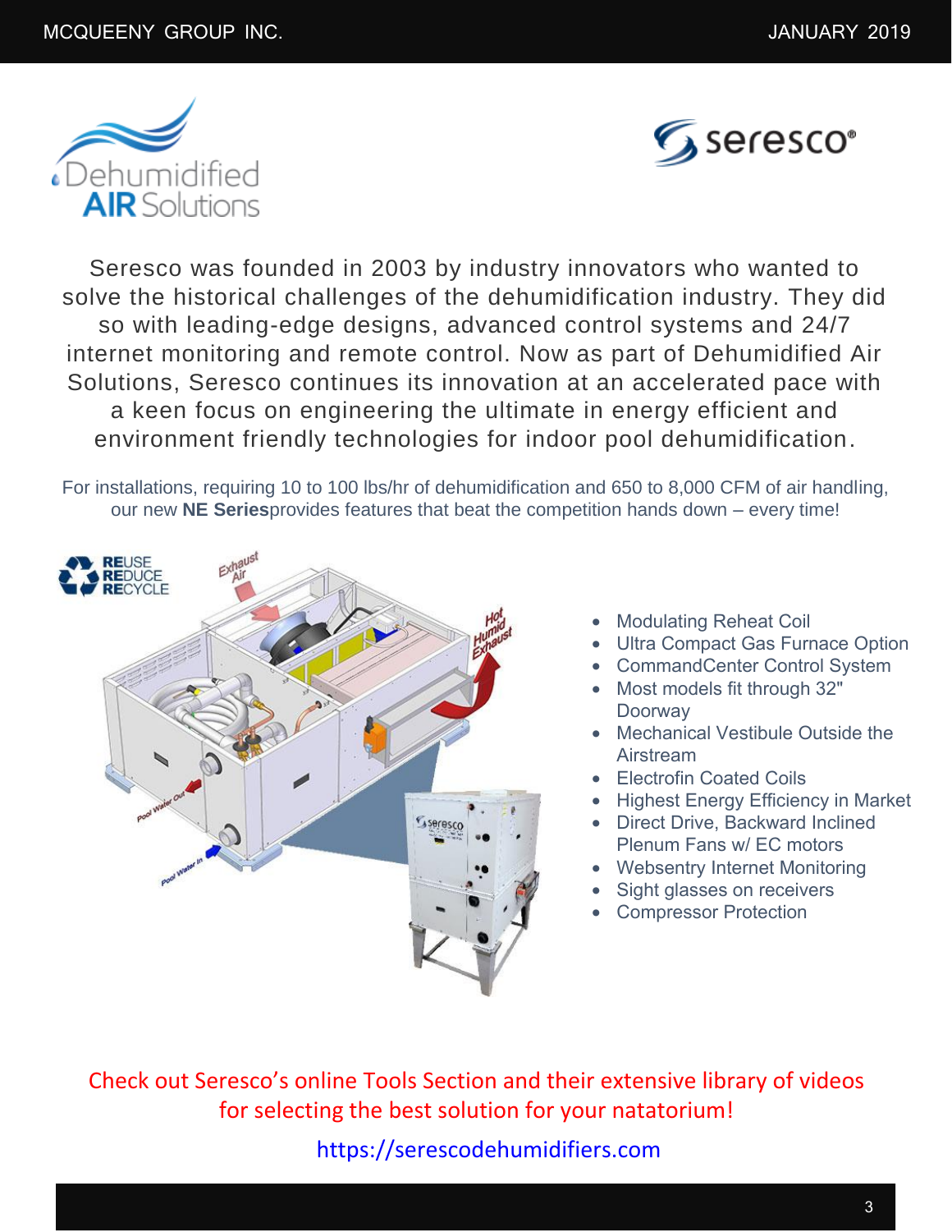Seresco was founded in 2003 by industry innovators who wanted to solve the historical challenges of the dehumidification industry. They did so with leading-edge designs, advanced control systems and 24/7 internet monitoring and remote control. Now as part of Dehumidified Air Solutions, Seresco continues its innovation at an accelerated pace with a keen focus on engineering the ultimate in energy efficient and environment friendly technologies for indoor pool dehumidification.

For installations, requiring 10 to 100 lbs/hr of dehumidification and 650 to 8,000 CFM of air handling, our new **NE Series**provides features that beat the competition hands down – every time!

- Modulating Reheat Coil
- Ultra Compact Gas Furnace Option
- CommandCenter Control System
- Most models fit through 32" Doorway
- Mechanical Vestibule Outside the Airstream
- Electrofin Coated Coils
- Highest Energy Efficiency in Market
- Direct Drive, Backward Inclined Plenum Fans w/ EC motors
- Websentry Internet Monitoring
- Sight glasses on receivers
- Compressor Protection

Check out Seresco's online Tools Section and their extensive library of videos for selecting the best solution for your natatorium!

https://serescodehumidifiers.com